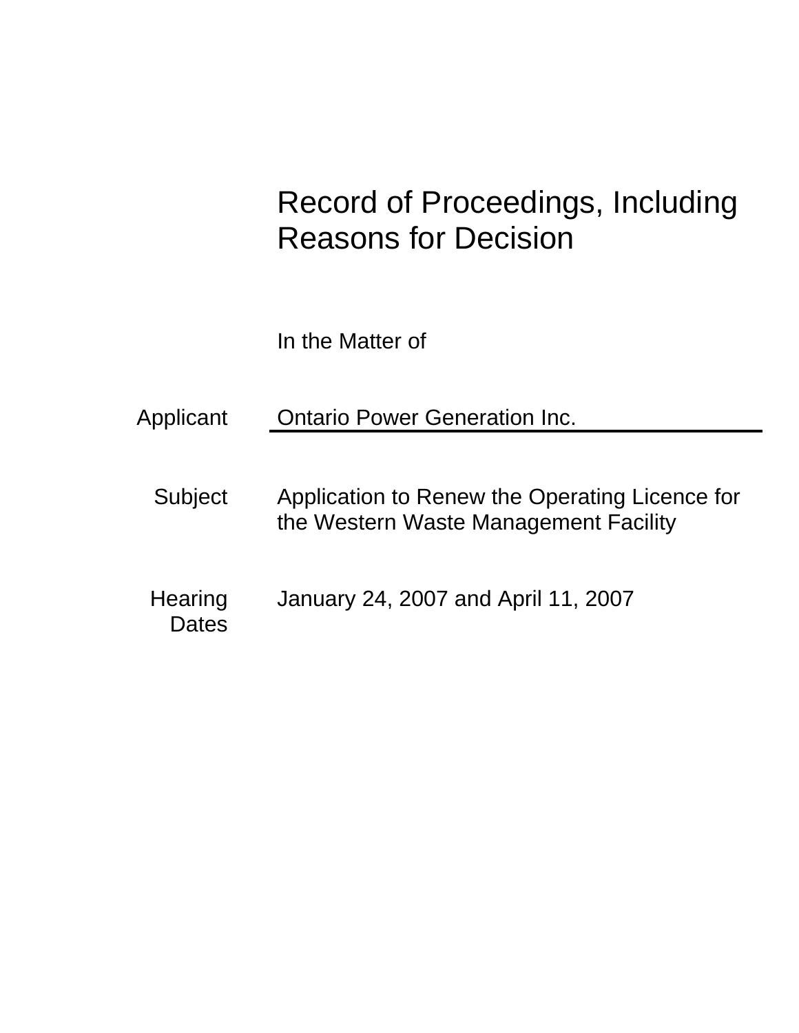# Record of Proceedings, Including Reasons for Decision

In the Matter of

| | |
|---|---|
| Applicant | Ontario Power Generation Inc. |
| Subject | Application to Renew the Operating Licence for the Western Waste Management Facility |
| Hearing Dates | January 24, 2007 and April 11, 2007 |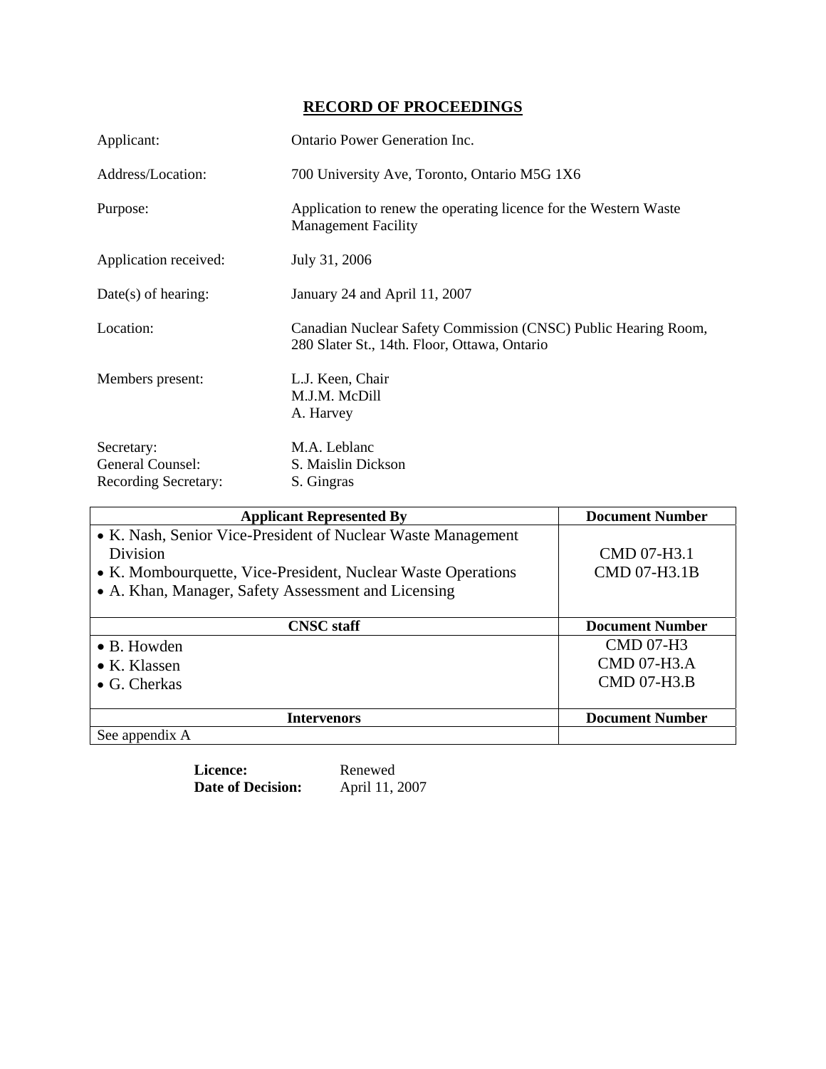## RECORD OF PROCEEDINGS

| | |
|---|---|
| Applicant: | Ontario Power Generation Inc. |
| Address/Location: | 700 University Ave, Toronto, Ontario M5G 1X6 |
| Purpose: | Application to renew the operating licence for the Western Waste Management Facility |
| Application received: | July 31, 2006 |
| Date(s) of hearing: | January 24 and April 11, 2007 |
| Location: | Canadian Nuclear Safety Commission (CNSC) Public Hearing Room, 280 Slater St., 14th. Floor, Ottawa, Ontario |
| Members present: | L.J. Keen, Chair<br>M.J.M. McDill<br>A. Harvey |
| Secretary: | M.A. Leblanc |
| General Counsel: | S. Maislin Dickson |
| Recording Secretary: | S. Gingras |

| Applicant Represented By | Document Number |
|---|---|
| • K. Nash, Senior Vice-President of Nuclear Waste Management Division<br>• K. Mombourquette, Vice-President, Nuclear Waste Operations<br>• A. Khan, Manager, Safety Assessment and Licensing | CMD 07-H3.1<br>CMD 07-H3.1B |
| **CNSC staff** | **Document Number** |
| • B. Howden<br>• K. Klassen<br>• G. Cherkas | CMD 07-H3<br>CMD 07-H3.A<br>CMD 07-H3.B |
| **Intervenors** | **Document Number** |
| See appendix A | |

**Licence:** Renewed
**Date of Decision:** April 11, 2007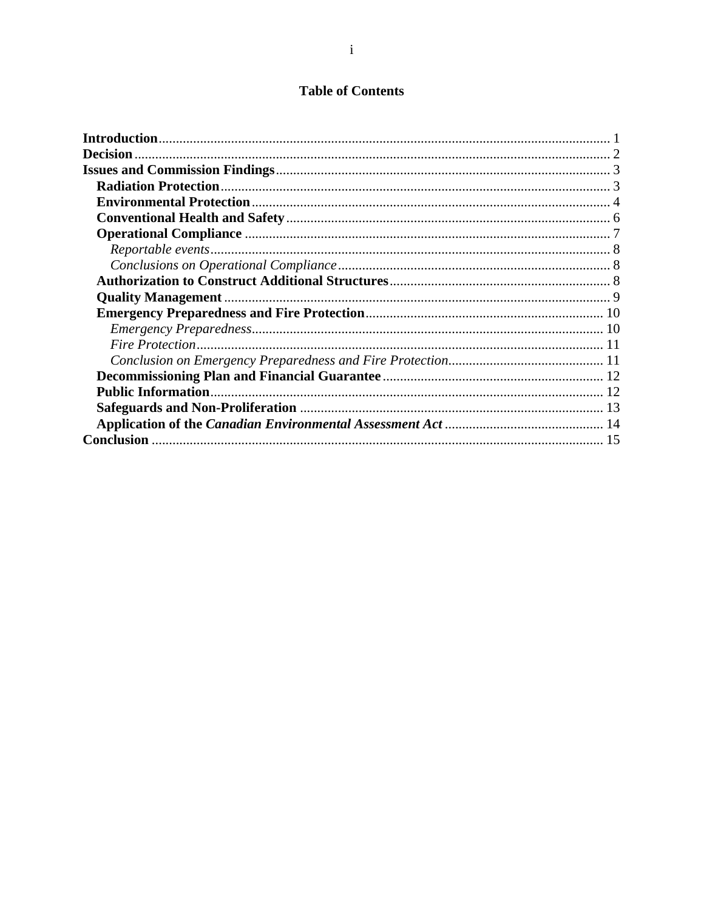# Table of Contents

**Introduction** ..... 1
**Decision** ..... 2
**Issues and Commission Findings** ..... 3
- **Radiation Protection** ..... 3
- **Environmental Protection** ..... 4
- **Conventional Health and Safety** ..... 6
- **Operational Compliance** ..... 7
  - *Reportable events* ..... 8
  - *Conclusions on Operational Compliance* ..... 8
- **Authorization to Construct Additional Structures** ..... 8
- **Quality Management** ..... 9
- **Emergency Preparedness and Fire Protection** ..... 10
  - *Emergency Preparedness* ..... 10
  - *Fire Protection* ..... 11
  - *Conclusion on Emergency Preparedness and Fire Protection* ..... 11
- **Decommissioning Plan and Financial Guarantee** ..... 12
- **Public Information** ..... 12
- **Safeguards and Non-Proliferation** ..... 13
- **Application of the *Canadian Environmental Assessment Act*** ..... 14

**Conclusion** ..... 15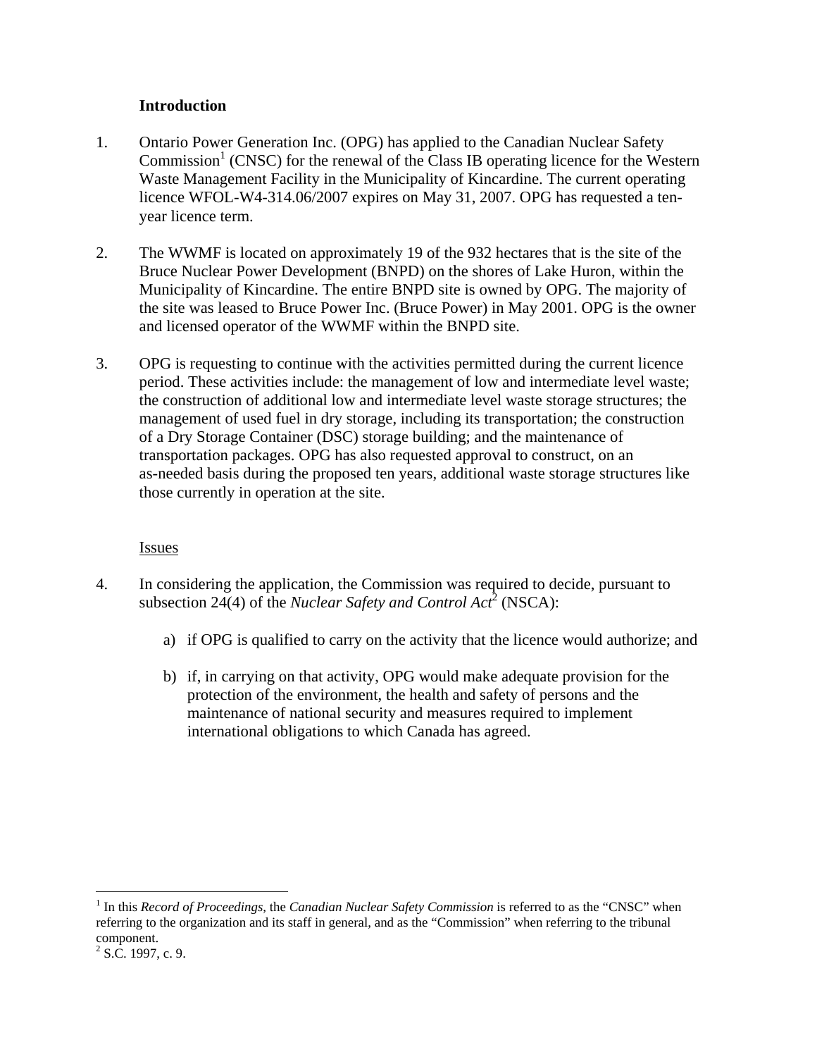**Introduction**

1. Ontario Power Generation Inc. (OPG) has applied to the Canadian Nuclear Safety Commission[1] (CNSC) for the renewal of the Class IB operating licence for the Western Waste Management Facility in the Municipality of Kincardine. The current operating licence WFOL-W4-314.06/2007 expires on May 31, 2007. OPG has requested a ten-year licence term.

2. The WWMF is located on approximately 19 of the 932 hectares that is the site of the Bruce Nuclear Power Development (BNPD) on the shores of Lake Huron, within the Municipality of Kincardine. The entire BNPD site is owned by OPG. The majority of the site was leased to Bruce Power Inc. (Bruce Power) in May 2001. OPG is the owner and licensed operator of the WWMF within the BNPD site.

3. OPG is requesting to continue with the activities permitted during the current licence period. These activities include: the management of low and intermediate level waste; the construction of additional low and intermediate level waste storage structures; the management of used fuel in dry storage, including its transportation; the construction of a Dry Storage Container (DSC) storage building; and the maintenance of transportation packages. OPG has also requested approval to construct, on an as-needed basis during the proposed ten years, additional waste storage structures like those currently in operation at the site.

Issues

4. In considering the application, the Commission was required to decide, pursuant to subsection 24(4) of the *Nuclear Safety and Control Act*[2] (NSCA):

   a) if OPG is qualified to carry on the activity that the licence would authorize; and

   b) if, in carrying on that activity, OPG would make adequate provision for the protection of the environment, the health and safety of persons and the maintenance of national security and measures required to implement international obligations to which Canada has agreed.

---

[1] In this *Record of Proceedings*, the *Canadian Nuclear Safety Commission* is referred to as the "CNSC" when referring to the organization and its staff in general, and as the "Commission" when referring to the tribunal component.

[2] S.C. 1997, c. 9.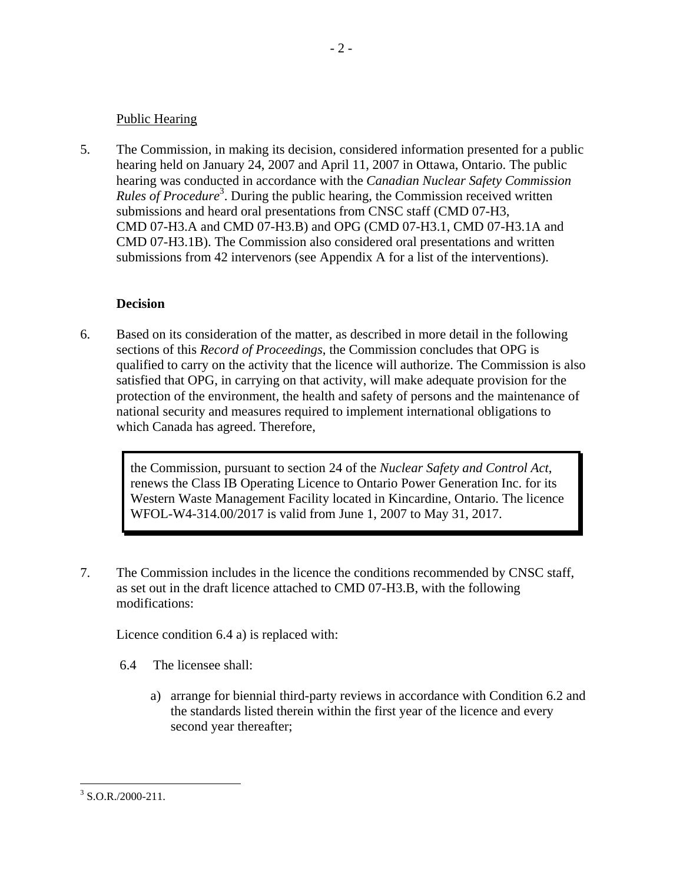Public Hearing

5. The Commission, in making its decision, considered information presented for a public hearing held on January 24, 2007 and April 11, 2007 in Ottawa, Ontario. The public hearing was conducted in accordance with the *Canadian Nuclear Safety Commission Rules of Procedure*[3]. During the public hearing, the Commission received written submissions and heard oral presentations from CNSC staff (CMD 07-H3, CMD 07-H3.A and CMD 07-H3.B) and OPG (CMD 07-H3.1, CMD 07-H3.1A and CMD 07-H3.1B). The Commission also considered oral presentations and written submissions from 42 intervenors (see Appendix A for a list of the interventions).

## Decision

6. Based on its consideration of the matter, as described in more detail in the following sections of this *Record of Proceedings*, the Commission concludes that OPG is qualified to carry on the activity that the licence will authorize. The Commission is also satisfied that OPG, in carrying on that activity, will make adequate provision for the protection of the environment, the health and safety of persons and the maintenance of national security and measures required to implement international obligations to which Canada has agreed. Therefore,

> the Commission, pursuant to section 24 of the *Nuclear Safety and Control Act*, renews the Class IB Operating Licence to Ontario Power Generation Inc. for its Western Waste Management Facility located in Kincardine, Ontario. The licence WFOL-W4-314.00/2017 is valid from June 1, 2007 to May 31, 2017.

7. The Commission includes in the licence the conditions recommended by CNSC staff, as set out in the draft licence attached to CMD 07-H3.B, with the following modifications:

Licence condition 6.4 a) is replaced with:

6.4 The licensee shall:

a) arrange for biennial third-party reviews in accordance with Condition 6.2 and the standards listed therein within the first year of the licence and every second year thereafter;

[3] S.O.R./2000-211.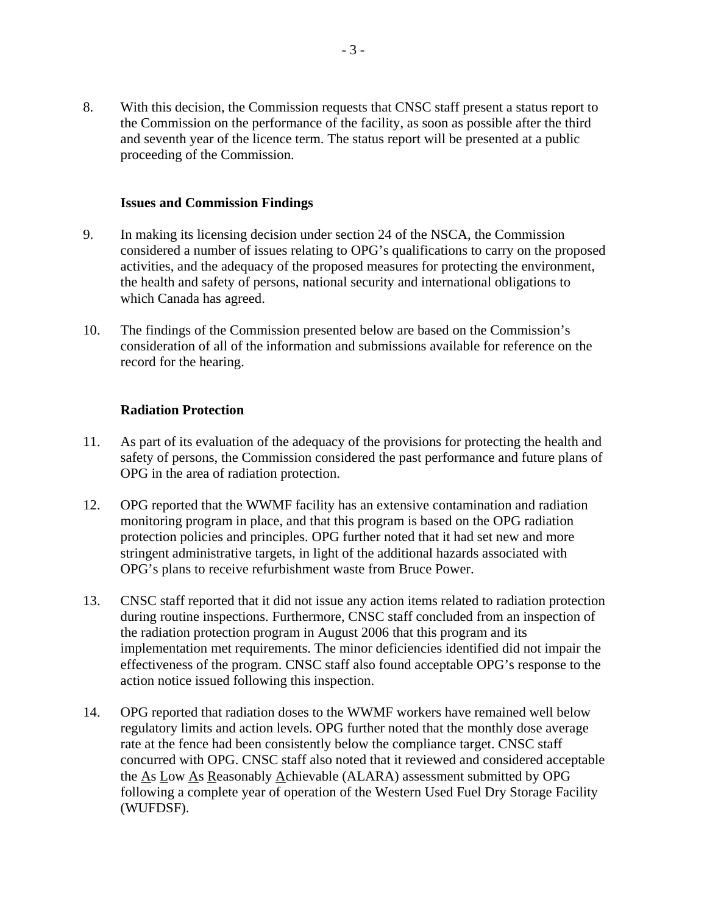8. With this decision, the Commission requests that CNSC staff present a status report to the Commission on the performance of the facility, as soon as possible after the third and seventh year of the licence term. The status report will be presented at a public proceeding of the Commission.

**Issues and Commission Findings**

9. In making its licensing decision under section 24 of the NSCA, the Commission considered a number of issues relating to OPG's qualifications to carry on the proposed activities, and the adequacy of the proposed measures for protecting the environment, the health and safety of persons, national security and international obligations to which Canada has agreed.

10. The findings of the Commission presented below are based on the Commission's consideration of all of the information and submissions available for reference on the record for the hearing.

**Radiation Protection**

11. As part of its evaluation of the adequacy of the provisions for protecting the health and safety of persons, the Commission considered the past performance and future plans of OPG in the area of radiation protection.

12. OPG reported that the WWMF facility has an extensive contamination and radiation monitoring program in place, and that this program is based on the OPG radiation protection policies and principles. OPG further noted that it had set new and more stringent administrative targets, in light of the additional hazards associated with OPG's plans to receive refurbishment waste from Bruce Power.

13. CNSC staff reported that it did not issue any action items related to radiation protection during routine inspections. Furthermore, CNSC staff concluded from an inspection of the radiation protection program in August 2006 that this program and its implementation met requirements. The minor deficiencies identified did not impair the effectiveness of the program. CNSC staff also found acceptable OPG's response to the action notice issued following this inspection.

14. OPG reported that radiation doses to the WWMF workers have remained well below regulatory limits and action levels. OPG further noted that the monthly dose average rate at the fence had been consistently below the compliance target. CNSC staff concurred with OPG. CNSC staff also noted that it reviewed and considered acceptable the As Low As Reasonably Achievable (ALARA) assessment submitted by OPG following a complete year of operation of the Western Used Fuel Dry Storage Facility (WUFDSF).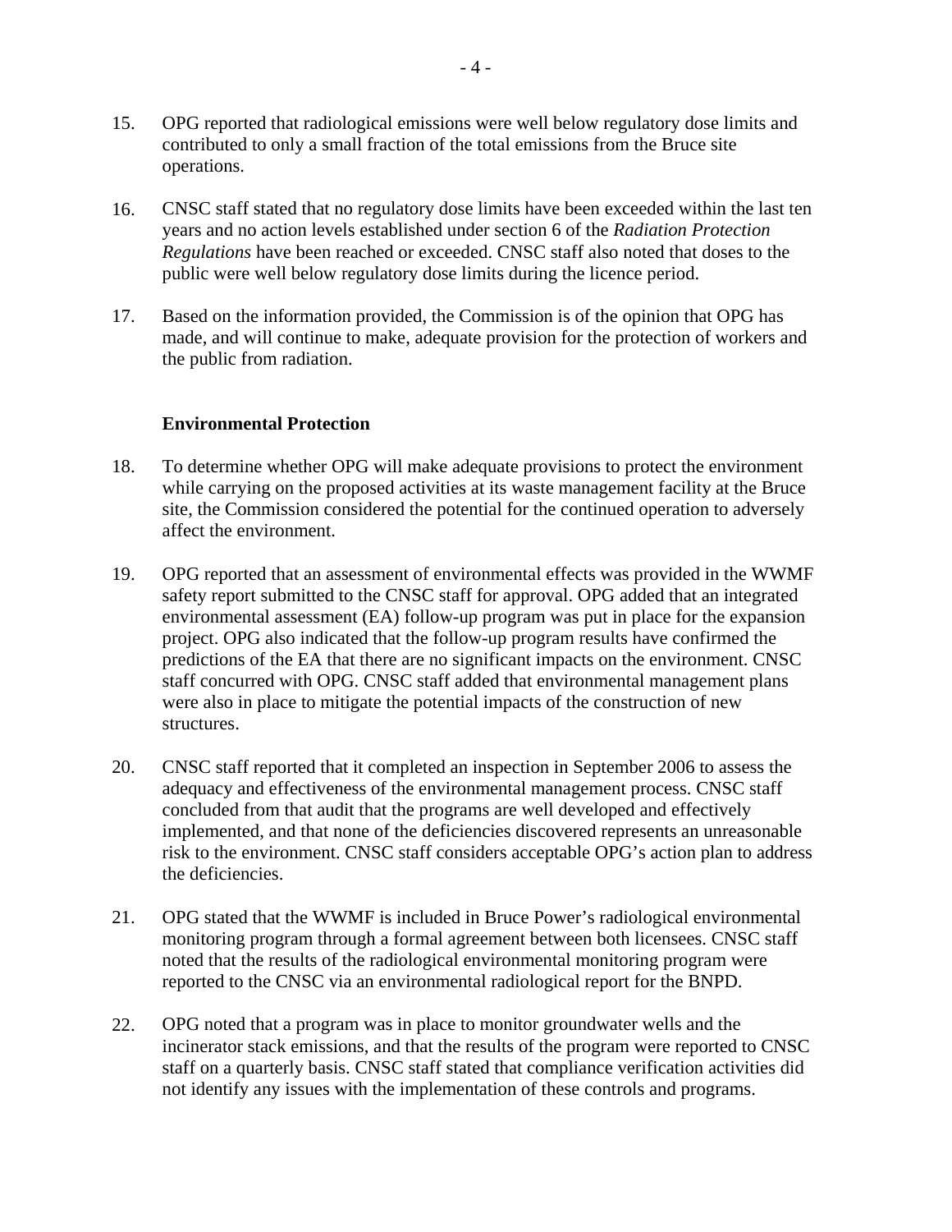15. OPG reported that radiological emissions were well below regulatory dose limits and contributed to only a small fraction of the total emissions from the Bruce site operations.

16. CNSC staff stated that no regulatory dose limits have been exceeded within the last ten years and no action levels established under section 6 of the *Radiation Protection Regulations* have been reached or exceeded. CNSC staff also noted that doses to the public were well below regulatory dose limits during the licence period.

17. Based on the information provided, the Commission is of the opinion that OPG has made, and will continue to make, adequate provision for the protection of workers and the public from radiation.

**Environmental Protection**

18. To determine whether OPG will make adequate provisions to protect the environment while carrying on the proposed activities at its waste management facility at the Bruce site, the Commission considered the potential for the continued operation to adversely affect the environment.

19. OPG reported that an assessment of environmental effects was provided in the WWMF safety report submitted to the CNSC staff for approval. OPG added that an integrated environmental assessment (EA) follow-up program was put in place for the expansion project. OPG also indicated that the follow-up program results have confirmed the predictions of the EA that there are no significant impacts on the environment. CNSC staff concurred with OPG. CNSC staff added that environmental management plans were also in place to mitigate the potential impacts of the construction of new structures.

20. CNSC staff reported that it completed an inspection in September 2006 to assess the adequacy and effectiveness of the environmental management process. CNSC staff concluded from that audit that the programs are well developed and effectively implemented, and that none of the deficiencies discovered represents an unreasonable risk to the environment. CNSC staff considers acceptable OPG's action plan to address the deficiencies.

21. OPG stated that the WWMF is included in Bruce Power's radiological environmental monitoring program through a formal agreement between both licensees. CNSC staff noted that the results of the radiological environmental monitoring program were reported to the CNSC via an environmental radiological report for the BNPD.

22. OPG noted that a program was in place to monitor groundwater wells and the incinerator stack emissions, and that the results of the program were reported to CNSC staff on a quarterly basis. CNSC staff stated that compliance verification activities did not identify any issues with the implementation of these controls and programs.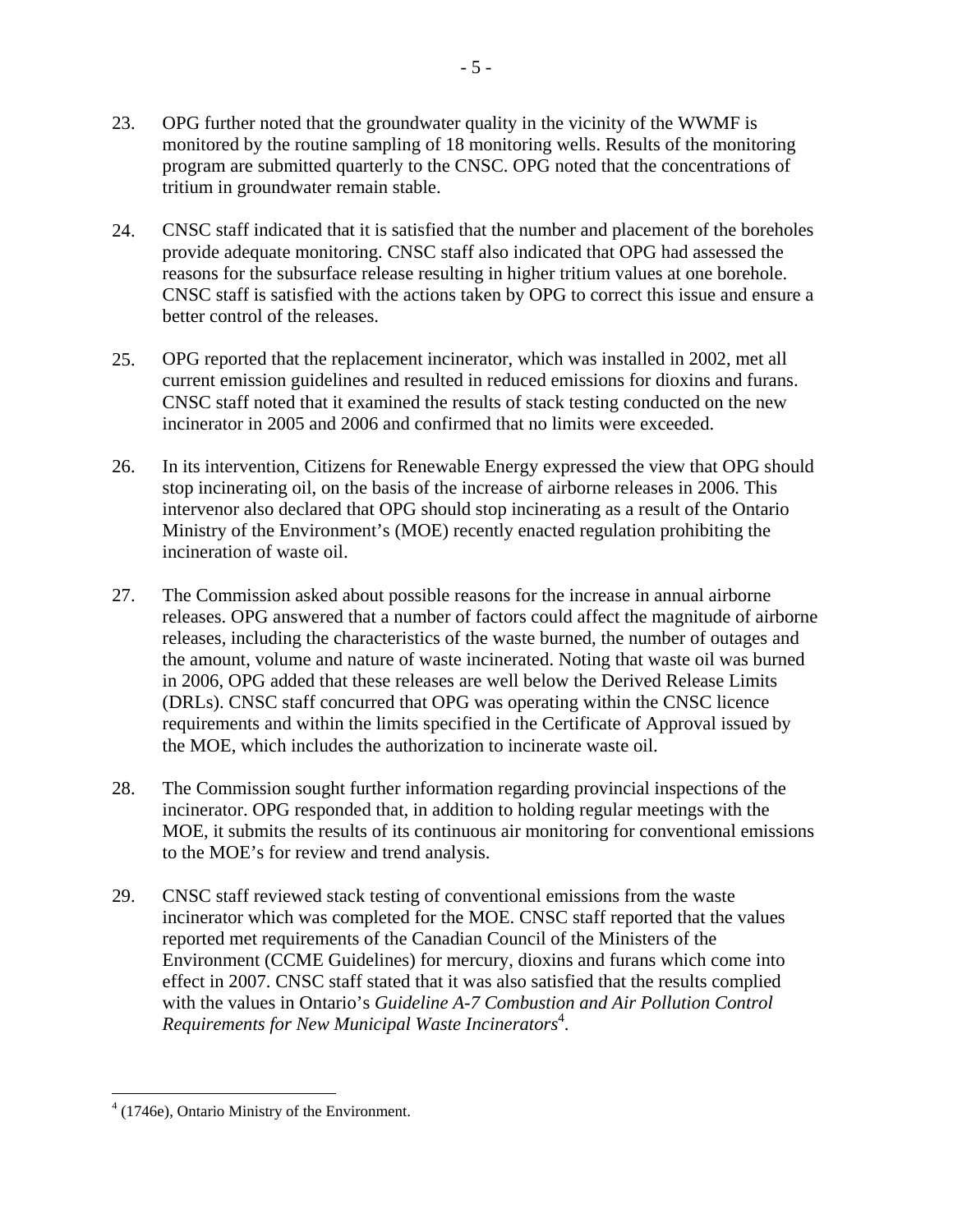23. OPG further noted that the groundwater quality in the vicinity of the WWMF is monitored by the routine sampling of 18 monitoring wells. Results of the monitoring program are submitted quarterly to the CNSC. OPG noted that the concentrations of tritium in groundwater remain stable.

24. CNSC staff indicated that it is satisfied that the number and placement of the boreholes provide adequate monitoring. CNSC staff also indicated that OPG had assessed the reasons for the subsurface release resulting in higher tritium values at one borehole. CNSC staff is satisfied with the actions taken by OPG to correct this issue and ensure a better control of the releases.

25. OPG reported that the replacement incinerator, which was installed in 2002, met all current emission guidelines and resulted in reduced emissions for dioxins and furans. CNSC staff noted that it examined the results of stack testing conducted on the new incinerator in 2005 and 2006 and confirmed that no limits were exceeded.

26. In its intervention, Citizens for Renewable Energy expressed the view that OPG should stop incinerating oil, on the basis of the increase of airborne releases in 2006. This intervenor also declared that OPG should stop incinerating as a result of the Ontario Ministry of the Environment's (MOE) recently enacted regulation prohibiting the incineration of waste oil.

27. The Commission asked about possible reasons for the increase in annual airborne releases. OPG answered that a number of factors could affect the magnitude of airborne releases, including the characteristics of the waste burned, the number of outages and the amount, volume and nature of waste incinerated. Noting that waste oil was burned in 2006, OPG added that these releases are well below the Derived Release Limits (DRLs). CNSC staff concurred that OPG was operating within the CNSC licence requirements and within the limits specified in the Certificate of Approval issued by the MOE, which includes the authorization to incinerate waste oil.

28. The Commission sought further information regarding provincial inspections of the incinerator. OPG responded that, in addition to holding regular meetings with the MOE, it submits the results of its continuous air monitoring for conventional emissions to the MOE's for review and trend analysis.

29. CNSC staff reviewed stack testing of conventional emissions from the waste incinerator which was completed for the MOE. CNSC staff reported that the values reported met requirements of the Canadian Council of the Ministers of the Environment (CCME Guidelines) for mercury, dioxins and furans which come into effect in 2007. CNSC staff stated that it was also satisfied that the results complied with the values in Ontario's *Guideline A-7 Combustion and Air Pollution Control Requirements for New Municipal Waste Incinerators*[4].

---

[4] (1746e), Ontario Ministry of the Environment.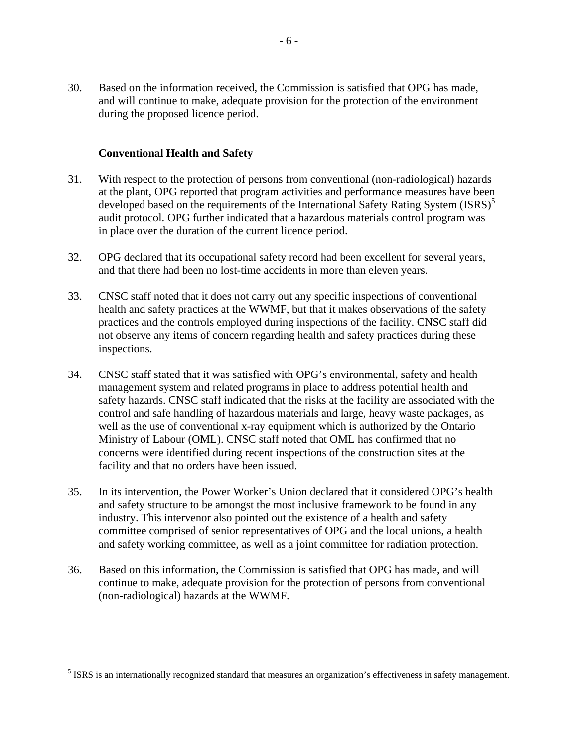30. Based on the information received, the Commission is satisfied that OPG has made, and will continue to make, adequate provision for the protection of the environment during the proposed licence period.

### Conventional Health and Safety

31. With respect to the protection of persons from conventional (non-radiological) hazards at the plant, OPG reported that program activities and performance measures have been developed based on the requirements of the International Safety Rating System (ISRS)[5] audit protocol. OPG further indicated that a hazardous materials control program was in place over the duration of the current licence period.

32. OPG declared that its occupational safety record had been excellent for several years, and that there had been no lost-time accidents in more than eleven years.

33. CNSC staff noted that it does not carry out any specific inspections of conventional health and safety practices at the WWMF, but that it makes observations of the safety practices and the controls employed during inspections of the facility. CNSC staff did not observe any items of concern regarding health and safety practices during these inspections.

34. CNSC staff stated that it was satisfied with OPG's environmental, safety and health management system and related programs in place to address potential health and safety hazards. CNSC staff indicated that the risks at the facility are associated with the control and safe handling of hazardous materials and large, heavy waste packages, as well as the use of conventional x-ray equipment which is authorized by the Ontario Ministry of Labour (OML). CNSC staff noted that OML has confirmed that no concerns were identified during recent inspections of the construction sites at the facility and that no orders have been issued.

35. In its intervention, the Power Worker's Union declared that it considered OPG's health and safety structure to be amongst the most inclusive framework to be found in any industry. This intervenor also pointed out the existence of a health and safety committee comprised of senior representatives of OPG and the local unions, a health and safety working committee, as well as a joint committee for radiation protection.

36. Based on this information, the Commission is satisfied that OPG has made, and will continue to make, adequate provision for the protection of persons from conventional (non-radiological) hazards at the WWMF.

---

[5] ISRS is an internationally recognized standard that measures an organization's effectiveness in safety management.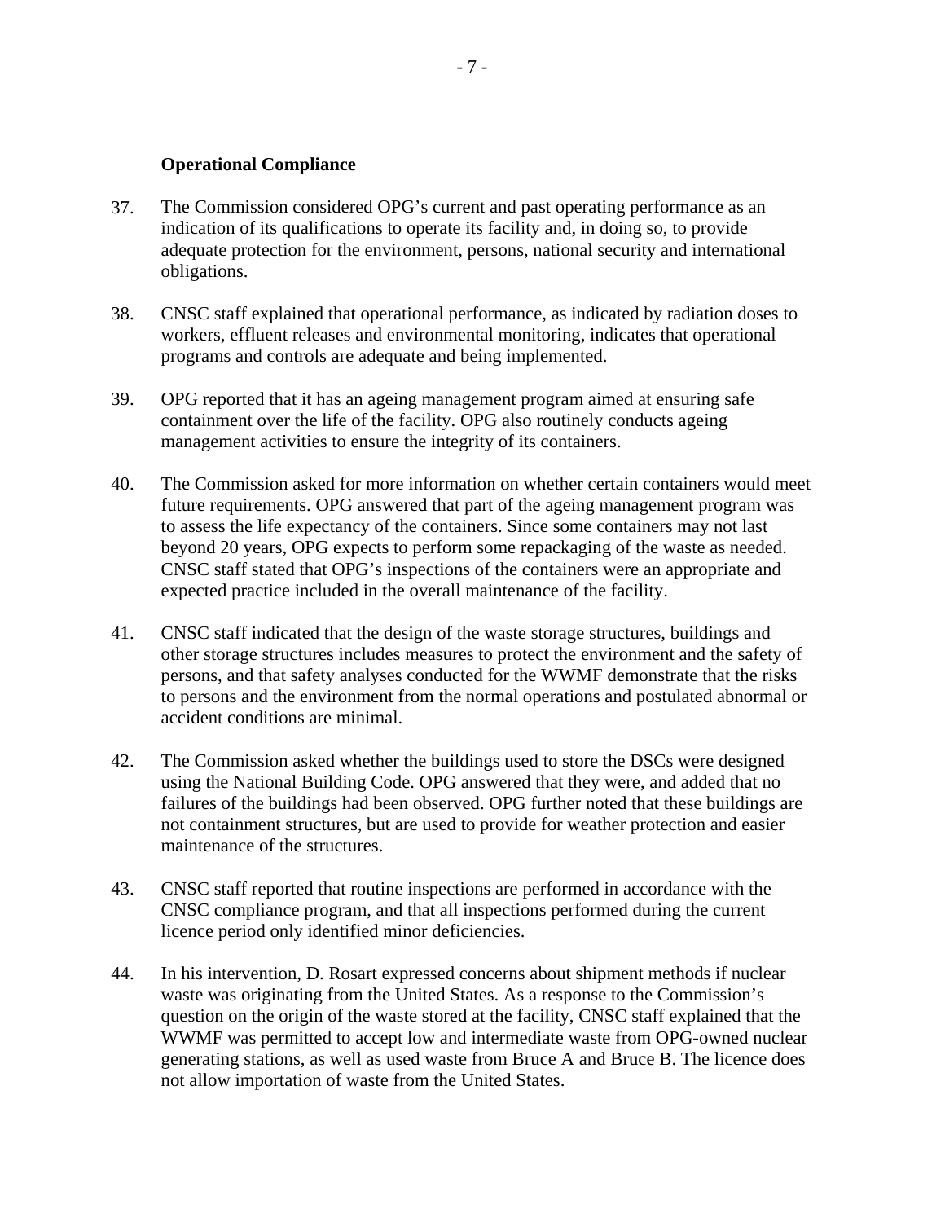**Operational Compliance**

37. The Commission considered OPG's current and past operating performance as an indication of its qualifications to operate its facility and, in doing so, to provide adequate protection for the environment, persons, national security and international obligations.

38. CNSC staff explained that operational performance, as indicated by radiation doses to workers, effluent releases and environmental monitoring, indicates that operational programs and controls are adequate and being implemented.

39. OPG reported that it has an ageing management program aimed at ensuring safe containment over the life of the facility. OPG also routinely conducts ageing management activities to ensure the integrity of its containers.

40. The Commission asked for more information on whether certain containers would meet future requirements. OPG answered that part of the ageing management program was to assess the life expectancy of the containers. Since some containers may not last beyond 20 years, OPG expects to perform some repackaging of the waste as needed. CNSC staff stated that OPG's inspections of the containers were an appropriate and expected practice included in the overall maintenance of the facility.

41. CNSC staff indicated that the design of the waste storage structures, buildings and other storage structures includes measures to protect the environment and the safety of persons, and that safety analyses conducted for the WWMF demonstrate that the risks to persons and the environment from the normal operations and postulated abnormal or accident conditions are minimal.

42. The Commission asked whether the buildings used to store the DSCs were designed using the National Building Code. OPG answered that they were, and added that no failures of the buildings had been observed. OPG further noted that these buildings are not containment structures, but are used to provide for weather protection and easier maintenance of the structures.

43. CNSC staff reported that routine inspections are performed in accordance with the CNSC compliance program, and that all inspections performed during the current licence period only identified minor deficiencies.

44. In his intervention, D. Rosart expressed concerns about shipment methods if nuclear waste was originating from the United States. As a response to the Commission's question on the origin of the waste stored at the facility, CNSC staff explained that the WWMF was permitted to accept low and intermediate waste from OPG-owned nuclear generating stations, as well as used waste from Bruce A and Bruce B. The licence does not allow importation of waste from the United States.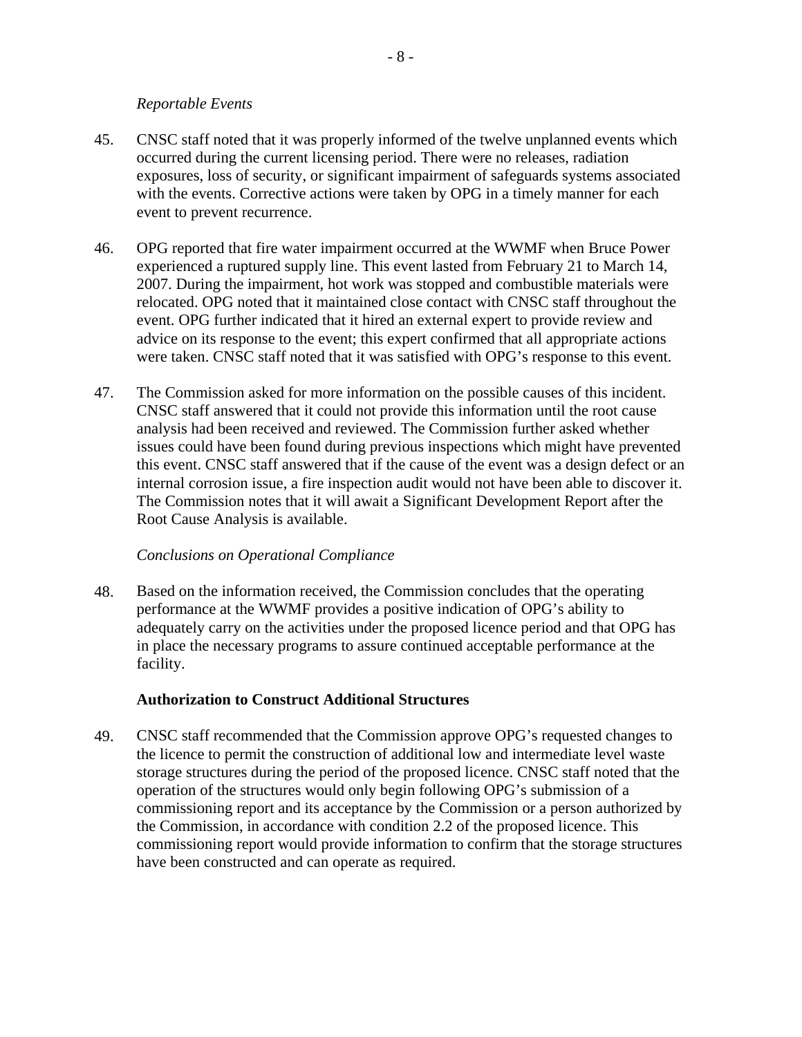*Reportable Events*

45. CNSC staff noted that it was properly informed of the twelve unplanned events which occurred during the current licensing period. There were no releases, radiation exposures, loss of security, or significant impairment of safeguards systems associated with the events. Corrective actions were taken by OPG in a timely manner for each event to prevent recurrence.

46. OPG reported that fire water impairment occurred at the WWMF when Bruce Power experienced a ruptured supply line. This event lasted from February 21 to March 14, 2007. During the impairment, hot work was stopped and combustible materials were relocated. OPG noted that it maintained close contact with CNSC staff throughout the event. OPG further indicated that it hired an external expert to provide review and advice on its response to the event; this expert confirmed that all appropriate actions were taken. CNSC staff noted that it was satisfied with OPG's response to this event.

47. The Commission asked for more information on the possible causes of this incident. CNSC staff answered that it could not provide this information until the root cause analysis had been received and reviewed. The Commission further asked whether issues could have been found during previous inspections which might have prevented this event. CNSC staff answered that if the cause of the event was a design defect or an internal corrosion issue, a fire inspection audit would not have been able to discover it. The Commission notes that it will await a Significant Development Report after the Root Cause Analysis is available.

*Conclusions on Operational Compliance*

48. Based on the information received, the Commission concludes that the operating performance at the WWMF provides a positive indication of OPG's ability to adequately carry on the activities under the proposed licence period and that OPG has in place the necessary programs to assure continued acceptable performance at the facility.

**Authorization to Construct Additional Structures**

49. CNSC staff recommended that the Commission approve OPG's requested changes to the licence to permit the construction of additional low and intermediate level waste storage structures during the period of the proposed licence. CNSC staff noted that the operation of the structures would only begin following OPG's submission of a commissioning report and its acceptance by the Commission or a person authorized by the Commission, in accordance with condition 2.2 of the proposed licence. This commissioning report would provide information to confirm that the storage structures have been constructed and can operate as required.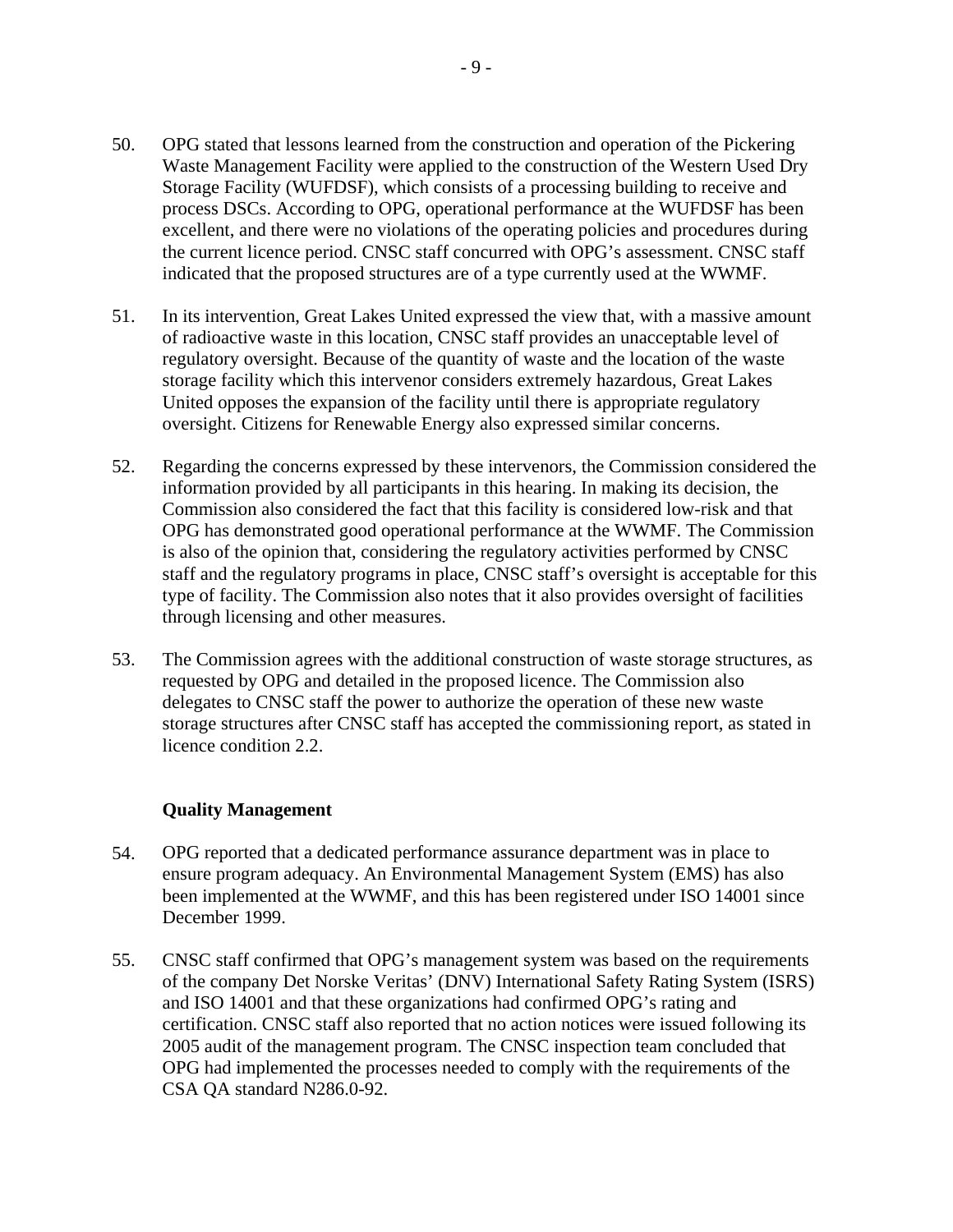50. OPG stated that lessons learned from the construction and operation of the Pickering Waste Management Facility were applied to the construction of the Western Used Dry Storage Facility (WUFDSF), which consists of a processing building to receive and process DSCs. According to OPG, operational performance at the WUFDSF has been excellent, and there were no violations of the operating policies and procedures during the current licence period. CNSC staff concurred with OPG's assessment. CNSC staff indicated that the proposed structures are of a type currently used at the WWMF.

51. In its intervention, Great Lakes United expressed the view that, with a massive amount of radioactive waste in this location, CNSC staff provides an unacceptable level of regulatory oversight. Because of the quantity of waste and the location of the waste storage facility which this intervenor considers extremely hazardous, Great Lakes United opposes the expansion of the facility until there is appropriate regulatory oversight. Citizens for Renewable Energy also expressed similar concerns.

52. Regarding the concerns expressed by these intervenors, the Commission considered the information provided by all participants in this hearing. In making its decision, the Commission also considered the fact that this facility is considered low-risk and that OPG has demonstrated good operational performance at the WWMF. The Commission is also of the opinion that, considering the regulatory activities performed by CNSC staff and the regulatory programs in place, CNSC staff's oversight is acceptable for this type of facility. The Commission also notes that it also provides oversight of facilities through licensing and other measures.

53. The Commission agrees with the additional construction of waste storage structures, as requested by OPG and detailed in the proposed licence. The Commission also delegates to CNSC staff the power to authorize the operation of these new waste storage structures after CNSC staff has accepted the commissioning report, as stated in licence condition 2.2.

### Quality Management

54. OPG reported that a dedicated performance assurance department was in place to ensure program adequacy. An Environmental Management System (EMS) has also been implemented at the WWMF, and this has been registered under ISO 14001 since December 1999.

55. CNSC staff confirmed that OPG's management system was based on the requirements of the company Det Norske Veritas' (DNV) International Safety Rating System (ISRS) and ISO 14001 and that these organizations had confirmed OPG's rating and certification. CNSC staff also reported that no action notices were issued following its 2005 audit of the management program. The CNSC inspection team concluded that OPG had implemented the processes needed to comply with the requirements of the CSA QA standard N286.0-92.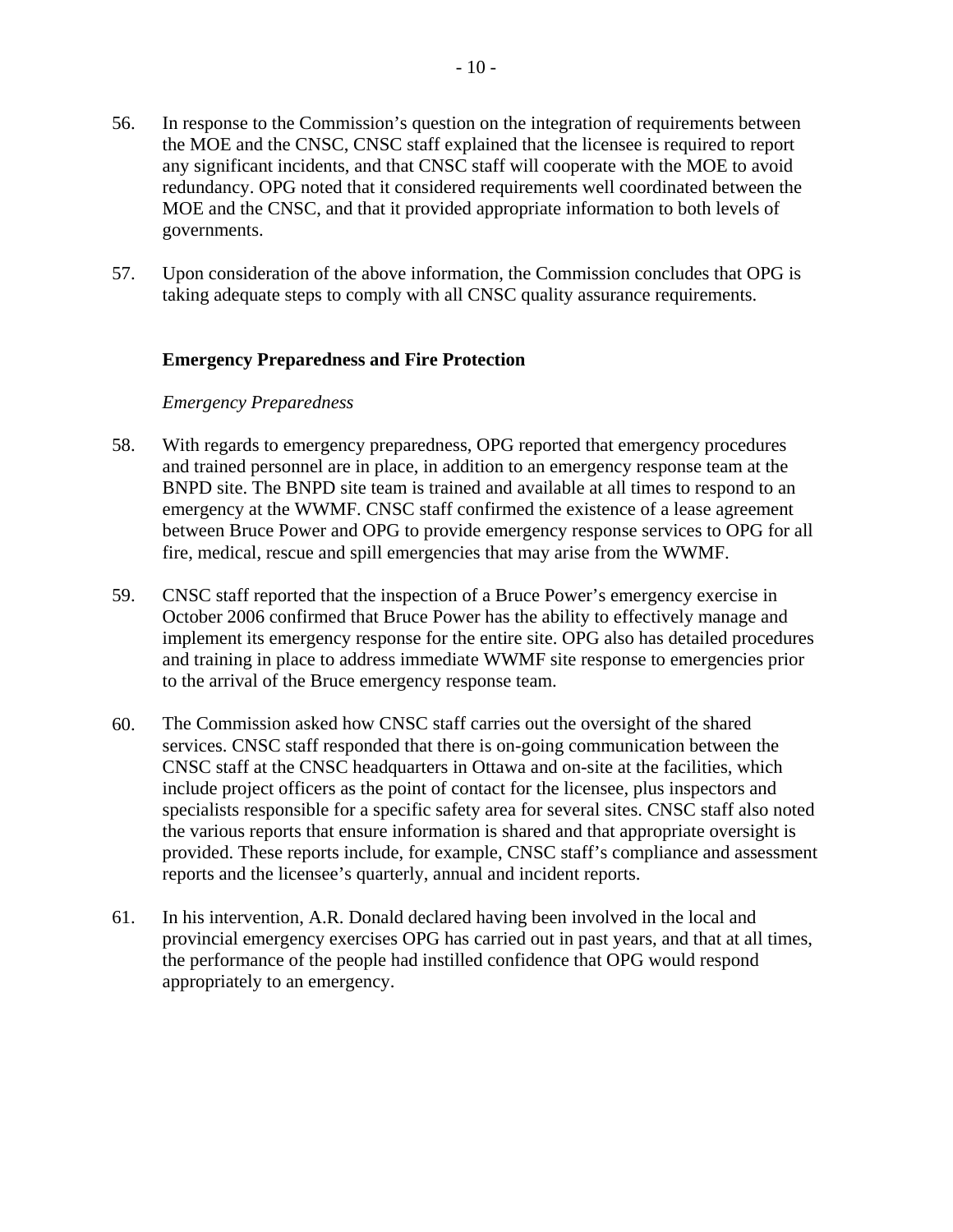56. In response to the Commission's question on the integration of requirements between the MOE and the CNSC, CNSC staff explained that the licensee is required to report any significant incidents, and that CNSC staff will cooperate with the MOE to avoid redundancy. OPG noted that it considered requirements well coordinated between the MOE and the CNSC, and that it provided appropriate information to both levels of governments.

57. Upon consideration of the above information, the Commission concludes that OPG is taking adequate steps to comply with all CNSC quality assurance requirements.

### Emergency Preparedness and Fire Protection

*Emergency Preparedness*

58. With regards to emergency preparedness, OPG reported that emergency procedures and trained personnel are in place, in addition to an emergency response team at the BNPD site. The BNPD site team is trained and available at all times to respond to an emergency at the WWMF. CNSC staff confirmed the existence of a lease agreement between Bruce Power and OPG to provide emergency response services to OPG for all fire, medical, rescue and spill emergencies that may arise from the WWMF.

59. CNSC staff reported that the inspection of a Bruce Power's emergency exercise in October 2006 confirmed that Bruce Power has the ability to effectively manage and implement its emergency response for the entire site. OPG also has detailed procedures and training in place to address immediate WWMF site response to emergencies prior to the arrival of the Bruce emergency response team.

60. The Commission asked how CNSC staff carries out the oversight of the shared services. CNSC staff responded that there is on-going communication between the CNSC staff at the CNSC headquarters in Ottawa and on-site at the facilities, which include project officers as the point of contact for the licensee, plus inspectors and specialists responsible for a specific safety area for several sites. CNSC staff also noted the various reports that ensure information is shared and that appropriate oversight is provided. These reports include, for example, CNSC staff's compliance and assessment reports and the licensee's quarterly, annual and incident reports.

61. In his intervention, A.R. Donald declared having been involved in the local and provincial emergency exercises OPG has carried out in past years, and that at all times, the performance of the people had instilled confidence that OPG would respond appropriately to an emergency.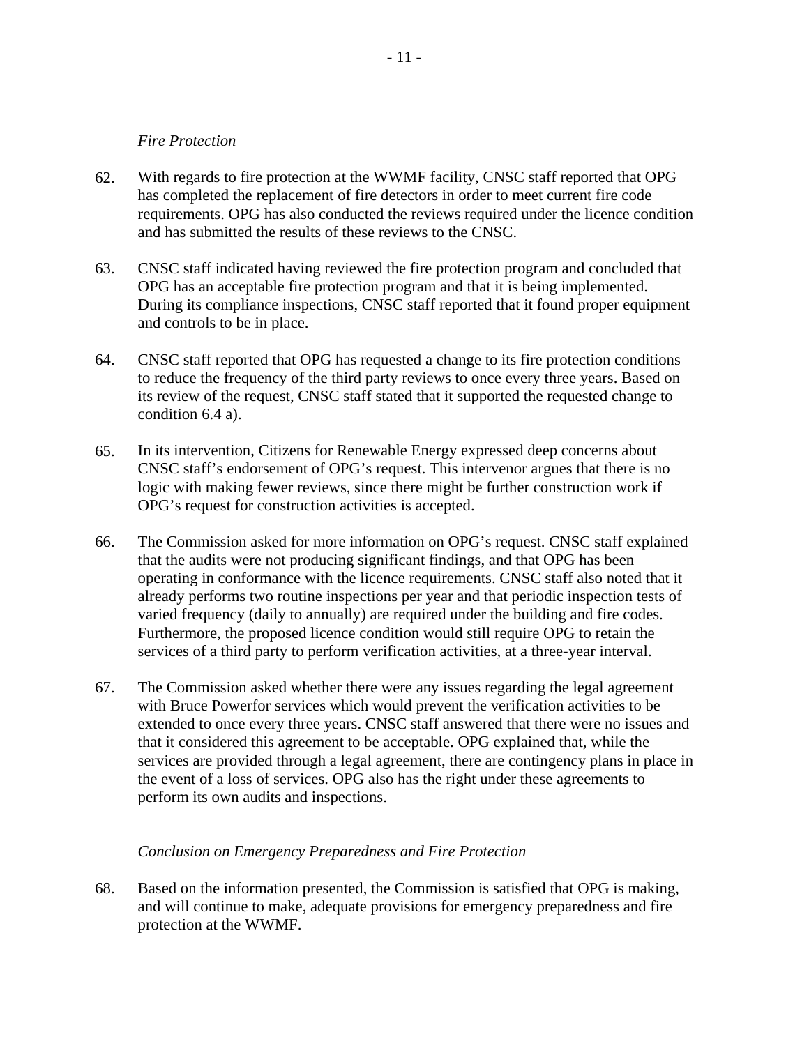*Fire Protection*

62. With regards to fire protection at the WWMF facility, CNSC staff reported that OPG has completed the replacement of fire detectors in order to meet current fire code requirements. OPG has also conducted the reviews required under the licence condition and has submitted the results of these reviews to the CNSC.

63. CNSC staff indicated having reviewed the fire protection program and concluded that OPG has an acceptable fire protection program and that it is being implemented. During its compliance inspections, CNSC staff reported that it found proper equipment and controls to be in place.

64. CNSC staff reported that OPG has requested a change to its fire protection conditions to reduce the frequency of the third party reviews to once every three years. Based on its review of the request, CNSC staff stated that it supported the requested change to condition 6.4 a).

65. In its intervention, Citizens for Renewable Energy expressed deep concerns about CNSC staff's endorsement of OPG's request. This intervenor argues that there is no logic with making fewer reviews, since there might be further construction work if OPG's request for construction activities is accepted.

66. The Commission asked for more information on OPG's request. CNSC staff explained that the audits were not producing significant findings, and that OPG has been operating in conformance with the licence requirements. CNSC staff also noted that it already performs two routine inspections per year and that periodic inspection tests of varied frequency (daily to annually) are required under the building and fire codes. Furthermore, the proposed licence condition would still require OPG to retain the services of a third party to perform verification activities, at a three-year interval.

67. The Commission asked whether there were any issues regarding the legal agreement with Bruce Powerfor services which would prevent the verification activities to be extended to once every three years. CNSC staff answered that there were no issues and that it considered this agreement to be acceptable. OPG explained that, while the services are provided through a legal agreement, there are contingency plans in place in the event of a loss of services. OPG also has the right under these agreements to perform its own audits and inspections.

*Conclusion on Emergency Preparedness and Fire Protection*

68. Based on the information presented, the Commission is satisfied that OPG is making, and will continue to make, adequate provisions for emergency preparedness and fire protection at the WWMF.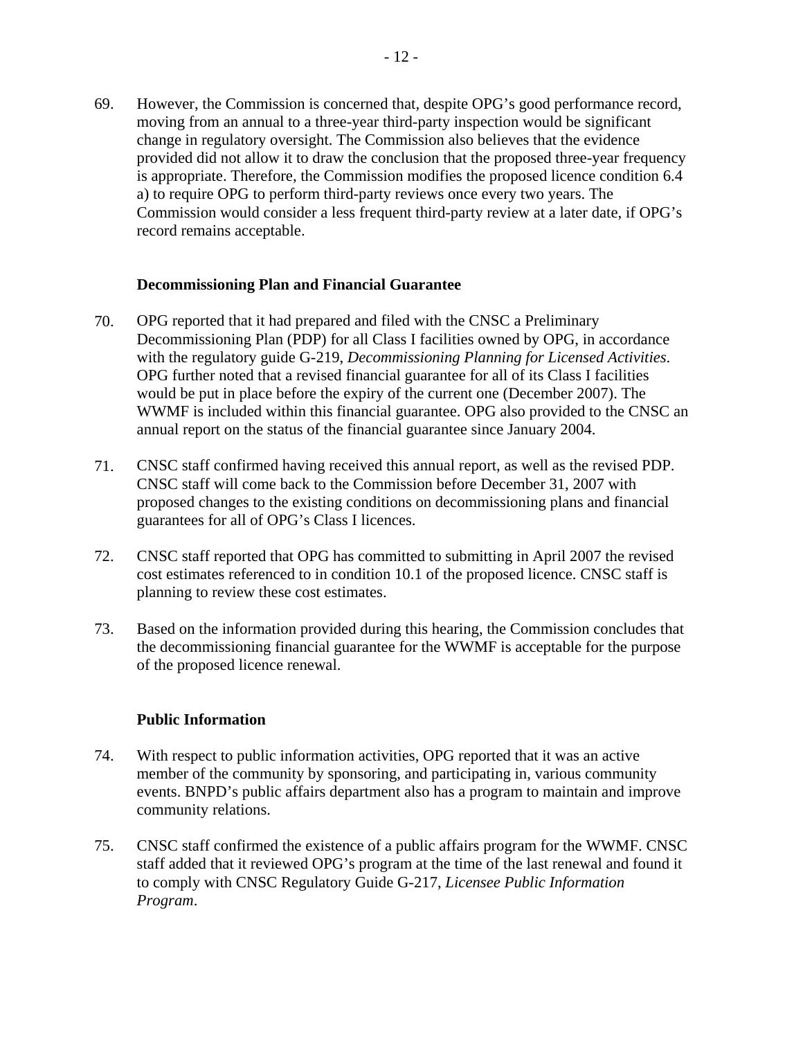69. However, the Commission is concerned that, despite OPG's good performance record, moving from an annual to a three-year third-party inspection would be significant change in regulatory oversight. The Commission also believes that the evidence provided did not allow it to draw the conclusion that the proposed three-year frequency is appropriate. Therefore, the Commission modifies the proposed licence condition 6.4 a) to require OPG to perform third-party reviews once every two years. The Commission would consider a less frequent third-party review at a later date, if OPG's record remains acceptable.

**Decommissioning Plan and Financial Guarantee**

70. OPG reported that it had prepared and filed with the CNSC a Preliminary Decommissioning Plan (PDP) for all Class I facilities owned by OPG, in accordance with the regulatory guide G-219, *Decommissioning Planning for Licensed Activities*. OPG further noted that a revised financial guarantee for all of its Class I facilities would be put in place before the expiry of the current one (December 2007). The WWMF is included within this financial guarantee. OPG also provided to the CNSC an annual report on the status of the financial guarantee since January 2004.

71. CNSC staff confirmed having received this annual report, as well as the revised PDP. CNSC staff will come back to the Commission before December 31, 2007 with proposed changes to the existing conditions on decommissioning plans and financial guarantees for all of OPG's Class I licences.

72. CNSC staff reported that OPG has committed to submitting in April 2007 the revised cost estimates referenced to in condition 10.1 of the proposed licence. CNSC staff is planning to review these cost estimates.

73. Based on the information provided during this hearing, the Commission concludes that the decommissioning financial guarantee for the WWMF is acceptable for the purpose of the proposed licence renewal.

**Public Information**

74. With respect to public information activities, OPG reported that it was an active member of the community by sponsoring, and participating in, various community events. BNPD's public affairs department also has a program to maintain and improve community relations.

75. CNSC staff confirmed the existence of a public affairs program for the WWMF. CNSC staff added that it reviewed OPG's program at the time of the last renewal and found it to comply with CNSC Regulatory Guide G-217, *Licensee Public Information Program*.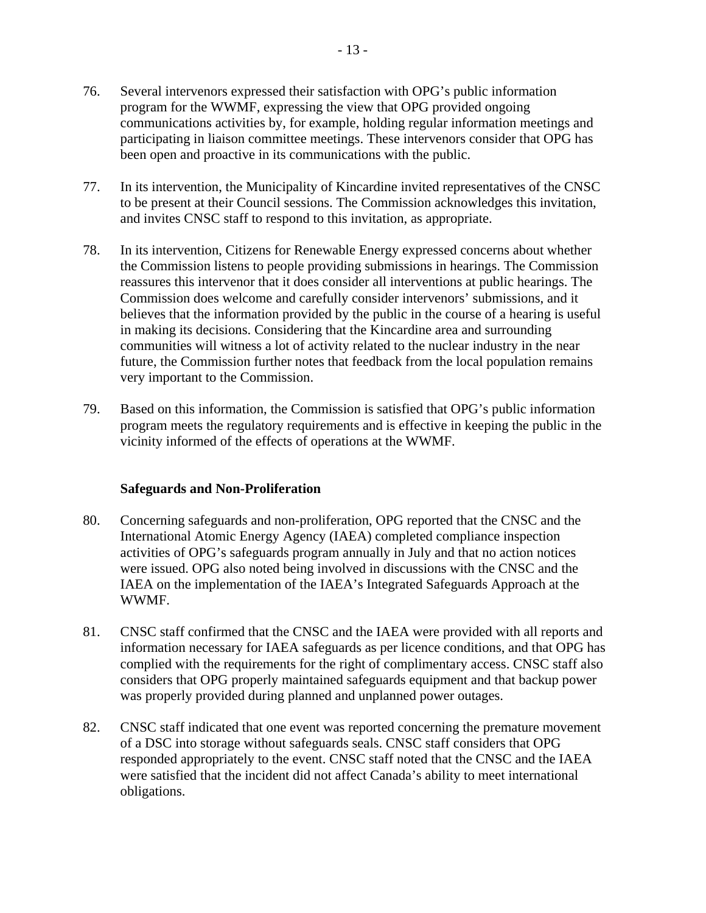76. Several intervenors expressed their satisfaction with OPG's public information program for the WWMF, expressing the view that OPG provided ongoing communications activities by, for example, holding regular information meetings and participating in liaison committee meetings. These intervenors consider that OPG has been open and proactive in its communications with the public.

77. In its intervention, the Municipality of Kincardine invited representatives of the CNSC to be present at their Council sessions. The Commission acknowledges this invitation, and invites CNSC staff to respond to this invitation, as appropriate.

78. In its intervention, Citizens for Renewable Energy expressed concerns about whether the Commission listens to people providing submissions in hearings. The Commission reassures this intervenor that it does consider all interventions at public hearings. The Commission does welcome and carefully consider intervenors' submissions, and it believes that the information provided by the public in the course of a hearing is useful in making its decisions. Considering that the Kincardine area and surrounding communities will witness a lot of activity related to the nuclear industry in the near future, the Commission further notes that feedback from the local population remains very important to the Commission.

79. Based on this information, the Commission is satisfied that OPG's public information program meets the regulatory requirements and is effective in keeping the public in the vicinity informed of the effects of operations at the WWMF.

### Safeguards and Non-Proliferation

80. Concerning safeguards and non-proliferation, OPG reported that the CNSC and the International Atomic Energy Agency (IAEA) completed compliance inspection activities of OPG's safeguards program annually in July and that no action notices were issued. OPG also noted being involved in discussions with the CNSC and the IAEA on the implementation of the IAEA's Integrated Safeguards Approach at the WWMF.

81. CNSC staff confirmed that the CNSC and the IAEA were provided with all reports and information necessary for IAEA safeguards as per licence conditions, and that OPG has complied with the requirements for the right of complimentary access. CNSC staff also considers that OPG properly maintained safeguards equipment and that backup power was properly provided during planned and unplanned power outages.

82. CNSC staff indicated that one event was reported concerning the premature movement of a DSC into storage without safeguards seals. CNSC staff considers that OPG responded appropriately to the event. CNSC staff noted that the CNSC and the IAEA were satisfied that the incident did not affect Canada's ability to meet international obligations.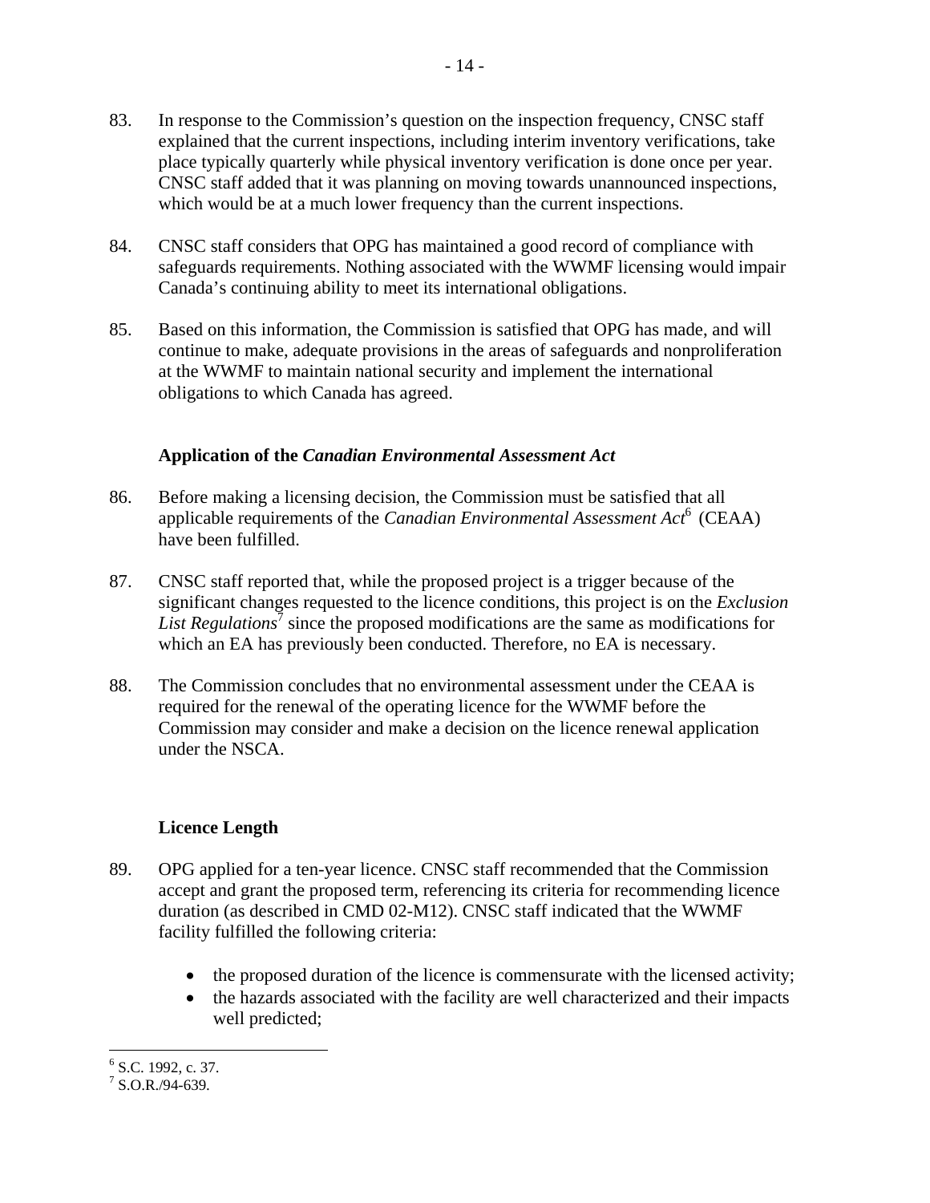83. In response to the Commission's question on the inspection frequency, CNSC staff explained that the current inspections, including interim inventory verifications, take place typically quarterly while physical inventory verification is done once per year. CNSC staff added that it was planning on moving towards unannounced inspections, which would be at a much lower frequency than the current inspections.

84. CNSC staff considers that OPG has maintained a good record of compliance with safeguards requirements. Nothing associated with the WWMF licensing would impair Canada's continuing ability to meet its international obligations.

85. Based on this information, the Commission is satisfied that OPG has made, and will continue to make, adequate provisions in the areas of safeguards and nonproliferation at the WWMF to maintain national security and implement the international obligations to which Canada has agreed.

### Application of the *Canadian Environmental Assessment Act*

86. Before making a licensing decision, the Commission must be satisfied that all applicable requirements of the *Canadian Environmental Assessment Act*[6] (CEAA) have been fulfilled.

87. CNSC staff reported that, while the proposed project is a trigger because of the significant changes requested to the licence conditions, this project is on the *Exclusion List Regulations*[7] since the proposed modifications are the same as modifications for which an EA has previously been conducted. Therefore, no EA is necessary.

88. The Commission concludes that no environmental assessment under the CEAA is required for the renewal of the operating licence for the WWMF before the Commission may consider and make a decision on the licence renewal application under the NSCA.

### Licence Length

89. OPG applied for a ten-year licence. CNSC staff recommended that the Commission accept and grant the proposed term, referencing its criteria for recommending licence duration (as described in CMD 02-M12). CNSC staff indicated that the WWMF facility fulfilled the following criteria:

    - the proposed duration of the licence is commensurate with the licensed activity;
    - the hazards associated with the facility are well characterized and their impacts well predicted;

---

[6] S.C. 1992, c. 37.

[7] S.O.R./94-639.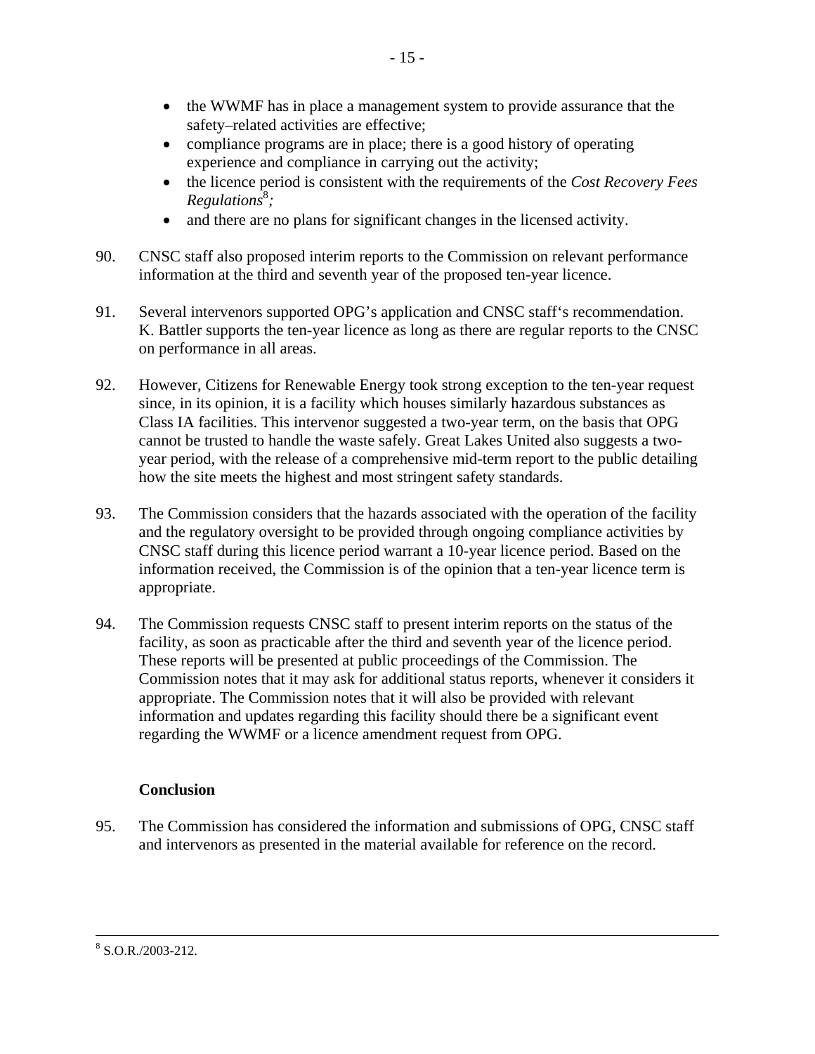- the WWMF has in place a management system to provide assurance that the safety–related activities are effective;
- compliance programs are in place; there is a good history of operating experience and compliance in carrying out the activity;
- the licence period is consistent with the requirements of the *Cost Recovery Fees Regulations*[8]*;*
- and there are no plans for significant changes in the licensed activity.

90. CNSC staff also proposed interim reports to the Commission on relevant performance information at the third and seventh year of the proposed ten-year licence.

91. Several intervenors supported OPG's application and CNSC staff's recommendation. K. Battler supports the ten-year licence as long as there are regular reports to the CNSC on performance in all areas.

92. However, Citizens for Renewable Energy took strong exception to the ten-year request since, in its opinion, it is a facility which houses similarly hazardous substances as Class IA facilities. This intervenor suggested a two-year term, on the basis that OPG cannot be trusted to handle the waste safely. Great Lakes United also suggests a two-year period, with the release of a comprehensive mid-term report to the public detailing how the site meets the highest and most stringent safety standards.

93. The Commission considers that the hazards associated with the operation of the facility and the regulatory oversight to be provided through ongoing compliance activities by CNSC staff during this licence period warrant a 10-year licence period. Based on the information received, the Commission is of the opinion that a ten-year licence term is appropriate.

94. The Commission requests CNSC staff to present interim reports on the status of the facility, as soon as practicable after the third and seventh year of the licence period. These reports will be presented at public proceedings of the Commission. The Commission notes that it may ask for additional status reports, whenever it considers it appropriate. The Commission notes that it will also be provided with relevant information and updates regarding this facility should there be a significant event regarding the WWMF or a licence amendment request from OPG.

### Conclusion

95. The Commission has considered the information and submissions of OPG, CNSC staff and intervenors as presented in the material available for reference on the record.

---

[8] S.O.R./2003-212.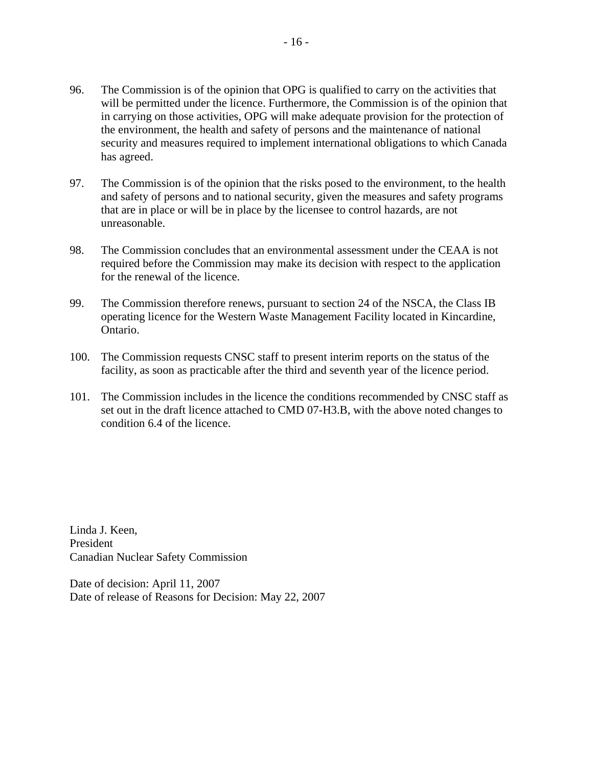96. The Commission is of the opinion that OPG is qualified to carry on the activities that will be permitted under the licence. Furthermore, the Commission is of the opinion that in carrying on those activities, OPG will make adequate provision for the protection of the environment, the health and safety of persons and the maintenance of national security and measures required to implement international obligations to which Canada has agreed.

97. The Commission is of the opinion that the risks posed to the environment, to the health and safety of persons and to national security, given the measures and safety programs that are in place or will be in place by the licensee to control hazards, are not unreasonable.

98. The Commission concludes that an environmental assessment under the CEAA is not required before the Commission may make its decision with respect to the application for the renewal of the licence.

99. The Commission therefore renews, pursuant to section 24 of the NSCA, the Class IB operating licence for the Western Waste Management Facility located in Kincardine, Ontario.

100. The Commission requests CNSC staff to present interim reports on the status of the facility, as soon as practicable after the third and seventh year of the licence period.

101. The Commission includes in the licence the conditions recommended by CNSC staff as set out in the draft licence attached to CMD 07-H3.B, with the above noted changes to condition 6.4 of the licence.

Linda J. Keen,
President
Canadian Nuclear Safety Commission

Date of decision: April 11, 2007
Date of release of Reasons for Decision: May 22, 2007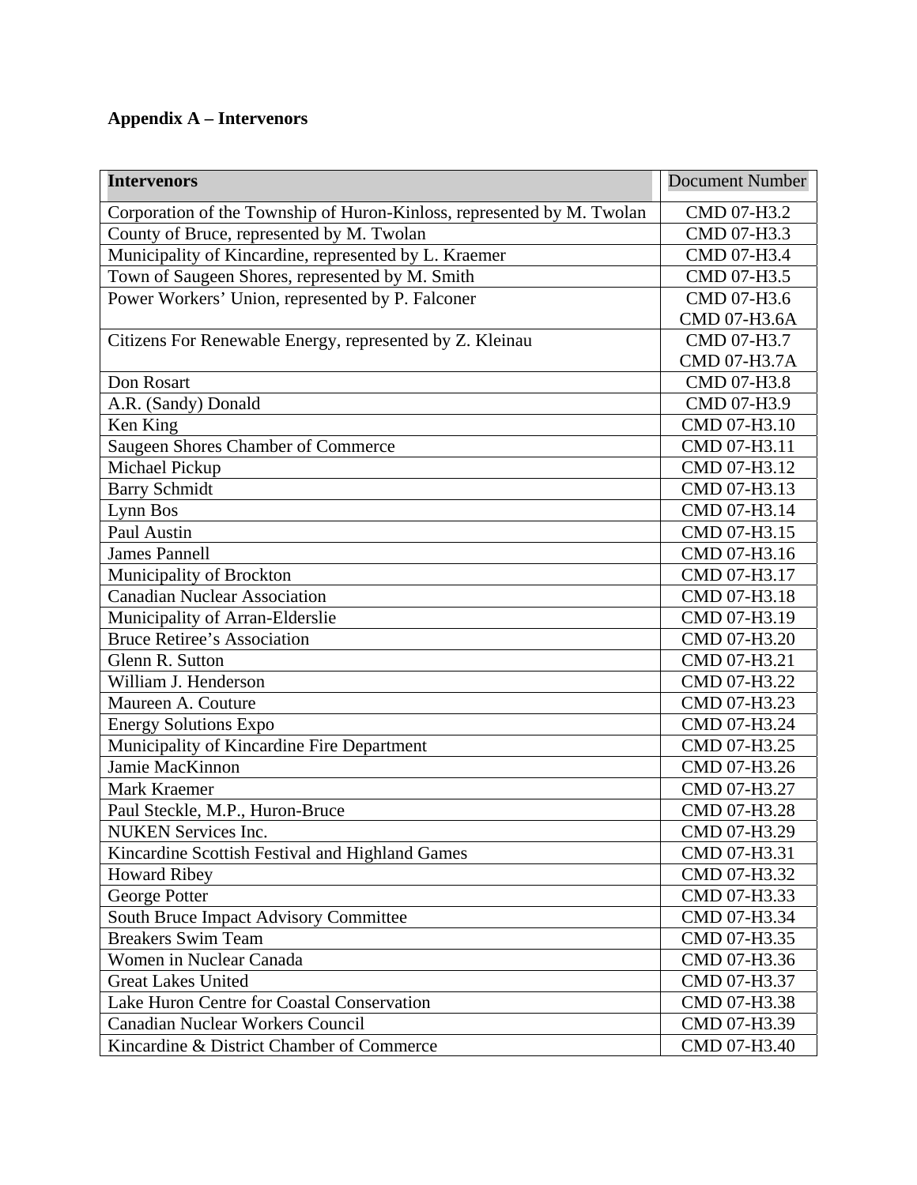**Appendix A – Intervenors**

| **Intervenors** | Document Number |
|---|---|
| Corporation of the Township of Huron-Kinloss, represented by M. Twolan | CMD 07-H3.2 |
| County of Bruce, represented by M. Twolan | CMD 07-H3.3 |
| Municipality of Kincardine, represented by L. Kraemer | CMD 07-H3.4 |
| Town of Saugeen Shores, represented by M. Smith | CMD 07-H3.5 |
| Power Workers' Union, represented by P. Falconer | CMD 07-H3.6<br>CMD 07-H3.6A |
| Citizens For Renewable Energy, represented by Z. Kleinau | CMD 07-H3.7<br>CMD 07-H3.7A |
| Don Rosart | CMD 07-H3.8 |
| A.R. (Sandy) Donald | CMD 07-H3.9 |
| Ken King | CMD 07-H3.10 |
| Saugeen Shores Chamber of Commerce | CMD 07-H3.11 |
| Michael Pickup | CMD 07-H3.12 |
| Barry Schmidt | CMD 07-H3.13 |
| Lynn Bos | CMD 07-H3.14 |
| Paul Austin | CMD 07-H3.15 |
| James Pannell | CMD 07-H3.16 |
| Municipality of Brockton | CMD 07-H3.17 |
| Canadian Nuclear Association | CMD 07-H3.18 |
| Municipality of Arran-Elderslie | CMD 07-H3.19 |
| Bruce Retiree's Association | CMD 07-H3.20 |
| Glenn R. Sutton | CMD 07-H3.21 |
| William J. Henderson | CMD 07-H3.22 |
| Maureen A. Couture | CMD 07-H3.23 |
| Energy Solutions Expo | CMD 07-H3.24 |
| Municipality of Kincardine Fire Department | CMD 07-H3.25 |
| Jamie MacKinnon | CMD 07-H3.26 |
| Mark Kraemer | CMD 07-H3.27 |
| Paul Steckle, M.P., Huron-Bruce | CMD 07-H3.28 |
| NUKEN Services Inc. | CMD 07-H3.29 |
| Kincardine Scottish Festival and Highland Games | CMD 07-H3.31 |
| Howard Ribey | CMD 07-H3.32 |
| George Potter | CMD 07-H3.33 |
| South Bruce Impact Advisory Committee | CMD 07-H3.34 |
| Breakers Swim Team | CMD 07-H3.35 |
| Women in Nuclear Canada | CMD 07-H3.36 |
| Great Lakes United | CMD 07-H3.37 |
| Lake Huron Centre for Coastal Conservation | CMD 07-H3.38 |
| Canadian Nuclear Workers Council | CMD 07-H3.39 |
| Kincardine & District Chamber of Commerce | CMD 07-H3.40 |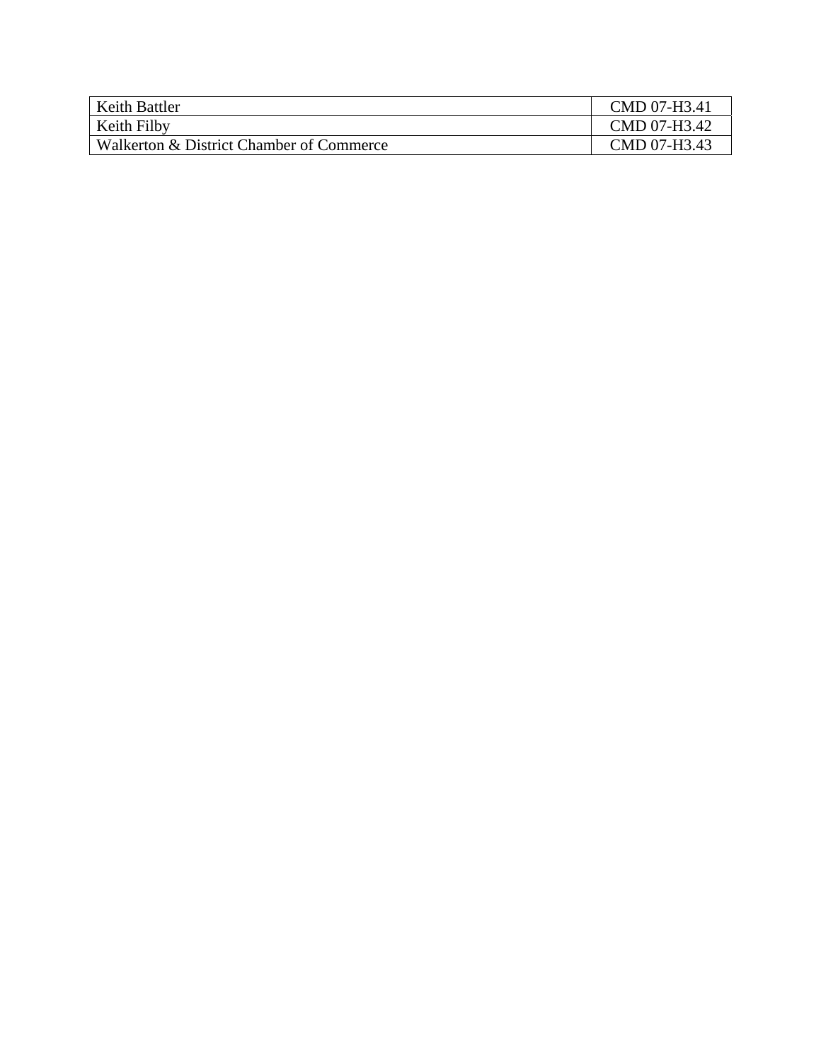| | |
|---|---|
| Keith Battler | CMD 07-H3.41 |
| Keith Filby | CMD 07-H3.42 |
| Walkerton & District Chamber of Commerce | CMD 07-H3.43 |